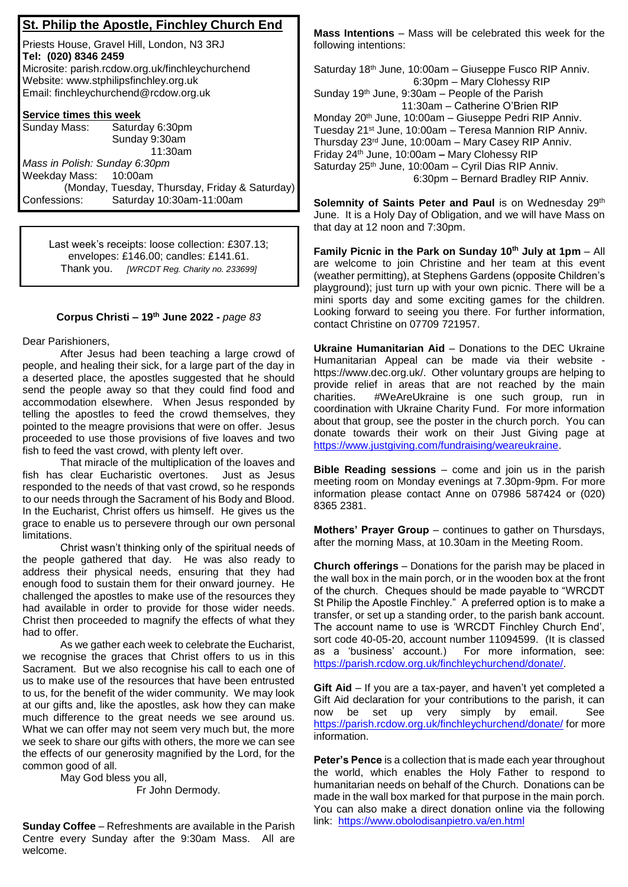# St. Philip the Apostle, Finchley Church End

Priests House, Gravel Hill, London, N3 3RJ
**Tel: (020) 8346 2459**
Microsite: parish.rcdow.org.uk/finchleychurchend
Website: www.stphilipsfinchley.org.uk
Email: finchleychurchend@rcdow.org.uk

## Service times this week

Sunday Mass: Saturday 6:30pm
Sunday 9:30am
11:30am
*Mass in Polish: Sunday 6:30pm*
Weekday Mass: 10:00am
(Monday, Tuesday, Thursday, Friday & Saturday)
Confessions: Saturday 10:30am-11:00am

Last week's receipts: loose collection: £307.13; envelopes: £146.00; candles: £141.61.
Thank you. *[WRCDT Reg. Charity no. 233699]*

**Corpus Christi – 19th June 2022 -** *page 83*

Dear Parishioners,

After Jesus had been teaching a large crowd of people, and healing their sick, for a large part of the day in a deserted place, the apostles suggested that he should send the people away so that they could find food and accommodation elsewhere. When Jesus responded by telling the apostles to feed the crowd themselves, they pointed to the meagre provisions that were on offer. Jesus proceeded to use those provisions of five loaves and two fish to feed the vast crowd, with plenty left over.

That miracle of the multiplication of the loaves and fish has clear Eucharistic overtones. Just as Jesus responded to the needs of that vast crowd, so he responds to our needs through the Sacrament of his Body and Blood. In the Eucharist, Christ offers us himself. He gives us the grace to enable us to persevere through our own personal limitations.

Christ wasn't thinking only of the spiritual needs of the people gathered that day. He was also ready to address their physical needs, ensuring that they had enough food to sustain them for their onward journey. He challenged the apostles to make use of the resources they had available in order to provide for those wider needs. Christ then proceeded to magnify the effects of what they had to offer.

As we gather each week to celebrate the Eucharist, we recognise the graces that Christ offers to us in this Sacrament. But we also recognise his call to each one of us to make use of the resources that have been entrusted to us, for the benefit of the wider community. We may look at our gifts and, like the apostles, ask how they can make much difference to the great needs we see around us. What we can offer may not seem very much but, the more we seek to share our gifts with others, the more we can see the effects of our generosity magnified by the Lord, for the common good of all.

May God bless you all,
Fr John Dermody.

**Sunday Coffee** – Refreshments are available in the Parish Centre every Sunday after the 9:30am Mass. All are welcome.

**Mass Intentions** – Mass will be celebrated this week for the following intentions:

Saturday 18th June, 10:00am – Giuseppe Fusco RIP Anniv.
6:30pm – Mary Clohessy RIP
Sunday 19th June, 9:30am – People of the Parish
11:30am – Catherine O'Brien RIP
Monday 20th June, 10:00am – Giuseppe Pedri RIP Anniv.
Tuesday 21st June, 10:00am – Teresa Mannion RIP Anniv.
Thursday 23rd June, 10:00am – Mary Casey RIP Anniv.
Friday 24th June, 10:00am – Mary Clohessy RIP
Saturday 25th June, 10:00am – Cyril Dias RIP Anniv.
6:30pm – Bernard Bradley RIP Anniv.

**Solemnity of Saints Peter and Paul** is on Wednesday 29th June. It is a Holy Day of Obligation, and we will have Mass on that day at 12 noon and 7:30pm.

**Family Picnic in the Park on Sunday 10th July at 1pm** – All are welcome to join Christine and her team at this event (weather permitting), at Stephens Gardens (opposite Children's playground); just turn up with your own picnic. There will be a mini sports day and some exciting games for the children. Looking forward to seeing you there. For further information, contact Christine on 07709 721957.

**Ukraine Humanitarian Aid** – Donations to the DEC Ukraine Humanitarian Appeal can be made via their website - https://www.dec.org.uk/. Other voluntary groups are helping to provide relief in areas that are not reached by the main charities. #WeAreUkraine is one such group, run in coordination with Ukraine Charity Fund. For more information about that group, see the poster in the church porch. You can donate towards their work on their Just Giving page at https://www.justgiving.com/fundraising/weareukraine.

**Bible Reading sessions** – come and join us in the parish meeting room on Monday evenings at 7.30pm-9pm. For more information please contact Anne on 07986 587424 or (020) 8365 2381.

**Mothers' Prayer Group** – continues to gather on Thursdays, after the morning Mass, at 10.30am in the Meeting Room.

**Church offerings** – Donations for the parish may be placed in the wall box in the main porch, or in the wooden box at the front of the church. Cheques should be made payable to "WRCDT St Philip the Apostle Finchley." A preferred option is to make a transfer, or set up a standing order, to the parish bank account. The account name to use is 'WRCDT Finchley Church End', sort code 40-05-20, account number 11094599. (It is classed as a 'business' account.) For more information, see: https://parish.rcdow.org.uk/finchleychurchend/donate/.

**Gift Aid** – If you are a tax-payer, and haven't yet completed a Gift Aid declaration for your contributions to the parish, it can now be set up very simply by email. See https://parish.rcdow.org.uk/finchleychurchend/donate/ for more information.

**Peter's Pence** is a collection that is made each year throughout the world, which enables the Holy Father to respond to humanitarian needs on behalf of the Church. Donations can be made in the wall box marked for that purpose in the main porch. You can also make a direct donation online via the following link: https://www.obolodisanpietro.va/en.html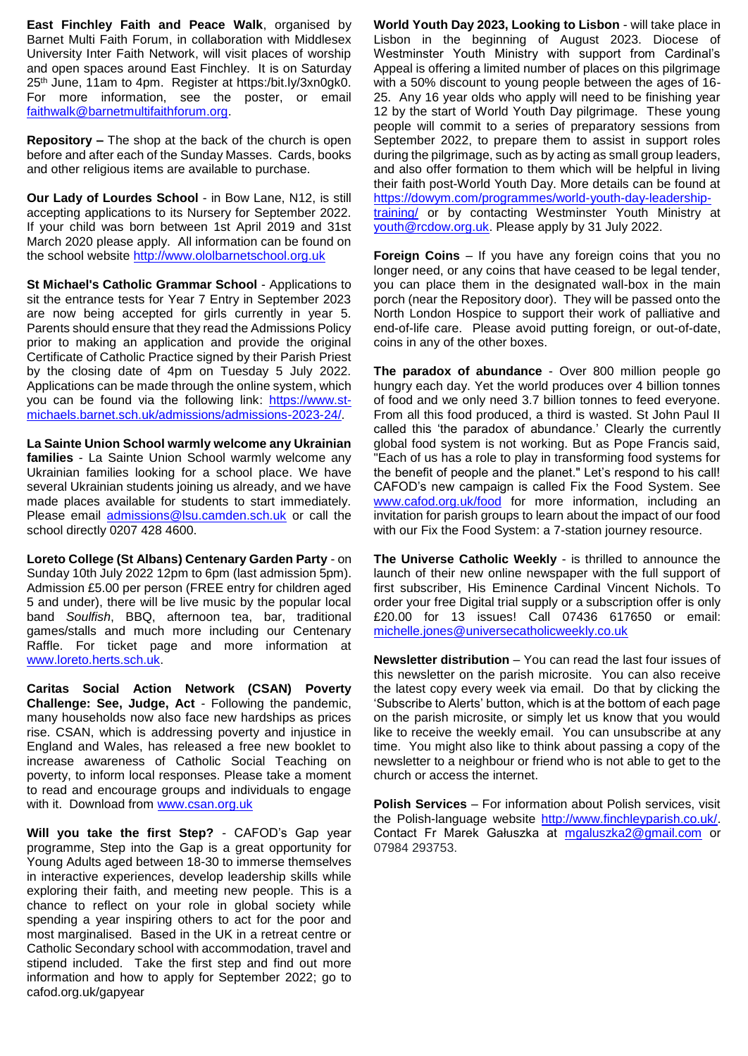**East Finchley Faith and Peace Walk**, organised by Barnet Multi Faith Forum, in collaboration with Middlesex University Inter Faith Network, will visit places of worship and open spaces around East Finchley. It is on Saturday 25th June, 11am to 4pm. Register at https:/bit.ly/3xn0gk0. For more information, see the poster, or email faithwalk@barnetmultifaithforum.org.

**Repository –** The shop at the back of the church is open before and after each of the Sunday Masses. Cards, books and other religious items are available to purchase.

**Our Lady of Lourdes School** - in Bow Lane, N12, is still accepting applications to its Nursery for September 2022. If your child was born between 1st April 2019 and 31st March 2020 please apply. All information can be found on the school website http://www.ololbarnetschool.org.uk

**St Michael's Catholic Grammar School** - Applications to sit the entrance tests for Year 7 Entry in September 2023 are now being accepted for girls currently in year 5. Parents should ensure that they read the Admissions Policy prior to making an application and provide the original Certificate of Catholic Practice signed by their Parish Priest by the closing date of 4pm on Tuesday 5 July 2022. Applications can be made through the online system, which you can be found via the following link: https://www.st-michaels.barnet.sch.uk/admissions/admissions-2023-24/.

**La Sainte Union School warmly welcome any Ukrainian families** - La Sainte Union School warmly welcome any Ukrainian families looking for a school place. We have several Ukrainian students joining us already, and we have made places available for students to start immediately. Please email admissions@lsu.camden.sch.uk or call the school directly 0207 428 4600.

**Loreto College (St Albans) Centenary Garden Party** - on Sunday 10th July 2022 12pm to 6pm (last admission 5pm). Admission £5.00 per person (FREE entry for children aged 5 and under), there will be live music by the popular local band *Soulfish*, BBQ, afternoon tea, bar, traditional games/stalls and much more including our Centenary Raffle. For ticket page and more information at www.loreto.herts.sch.uk.

**Caritas Social Action Network (CSAN) Poverty Challenge: See, Judge, Act** - Following the pandemic, many households now also face new hardships as prices rise. CSAN, which is addressing poverty and injustice in England and Wales, has released a free new booklet to increase awareness of Catholic Social Teaching on poverty, to inform local responses. Please take a moment to read and encourage groups and individuals to engage with it. Download from www.csan.org.uk

**Will you take the first Step?** - CAFOD's Gap year programme, Step into the Gap is a great opportunity for Young Adults aged between 18-30 to immerse themselves in interactive experiences, develop leadership skills while exploring their faith, and meeting new people. This is a chance to reflect on your role in global society while spending a year inspiring others to act for the poor and most marginalised. Based in the UK in a retreat centre or Catholic Secondary school with accommodation, travel and stipend included. Take the first step and find out more information and how to apply for September 2022; go to cafod.org.uk/gapyear

**World Youth Day 2023, Looking to Lisbon** - will take place in Lisbon in the beginning of August 2023. Diocese of Westminster Youth Ministry with support from Cardinal's Appeal is offering a limited number of places on this pilgrimage with a 50% discount to young people between the ages of 16-25. Any 16 year olds who apply will need to be finishing year 12 by the start of World Youth Day pilgrimage. These young people will commit to a series of preparatory sessions from September 2022, to prepare them to assist in support roles during the pilgrimage, such as by acting as small group leaders, and also offer formation to them which will be helpful in living their faith post-World Youth Day. More details can be found at https://dowym.com/programmes/world-youth-day-leadership-training/ or by contacting Westminster Youth Ministry at youth@rcdow.org.uk. Please apply by 31 July 2022.

**Foreign Coins** – If you have any foreign coins that you no longer need, or any coins that have ceased to be legal tender, you can place them in the designated wall-box in the main porch (near the Repository door). They will be passed onto the North London Hospice to support their work of palliative and end-of-life care. Please avoid putting foreign, or out-of-date, coins in any of the other boxes.

**The paradox of abundance** - Over 800 million people go hungry each day. Yet the world produces over 4 billion tonnes of food and we only need 3.7 billion tonnes to feed everyone. From all this food produced, a third is wasted. St John Paul II called this 'the paradox of abundance.' Clearly the currently global food system is not working. But as Pope Francis said, "Each of us has a role to play in transforming food systems for the benefit of people and the planet." Let's respond to his call! CAFOD's new campaign is called Fix the Food System. See www.cafod.org.uk/food for more information, including an invitation for parish groups to learn about the impact of our food with our Fix the Food System: a 7-station journey resource.

**The Universe Catholic Weekly** - is thrilled to announce the launch of their new online newspaper with the full support of first subscriber, His Eminence Cardinal Vincent Nichols. To order your free Digital trial supply or a subscription offer is only £20.00 for 13 issues! Call 07436 617650 or email: michelle.jones@universecatholicweekly.co.uk

**Newsletter distribution** – You can read the last four issues of this newsletter on the parish microsite. You can also receive the latest copy every week via email. Do that by clicking the 'Subscribe to Alerts' button, which is at the bottom of each page on the parish microsite, or simply let us know that you would like to receive the weekly email. You can unsubscribe at any time. You might also like to think about passing a copy of the newsletter to a neighbour or friend who is not able to get to the church or access the internet.

**Polish Services** – For information about Polish services, visit the Polish-language website http://www.finchleyparish.co.uk/. Contact Fr Marek Gałuszka at mgaluszka2@gmail.com or 07984 293753.